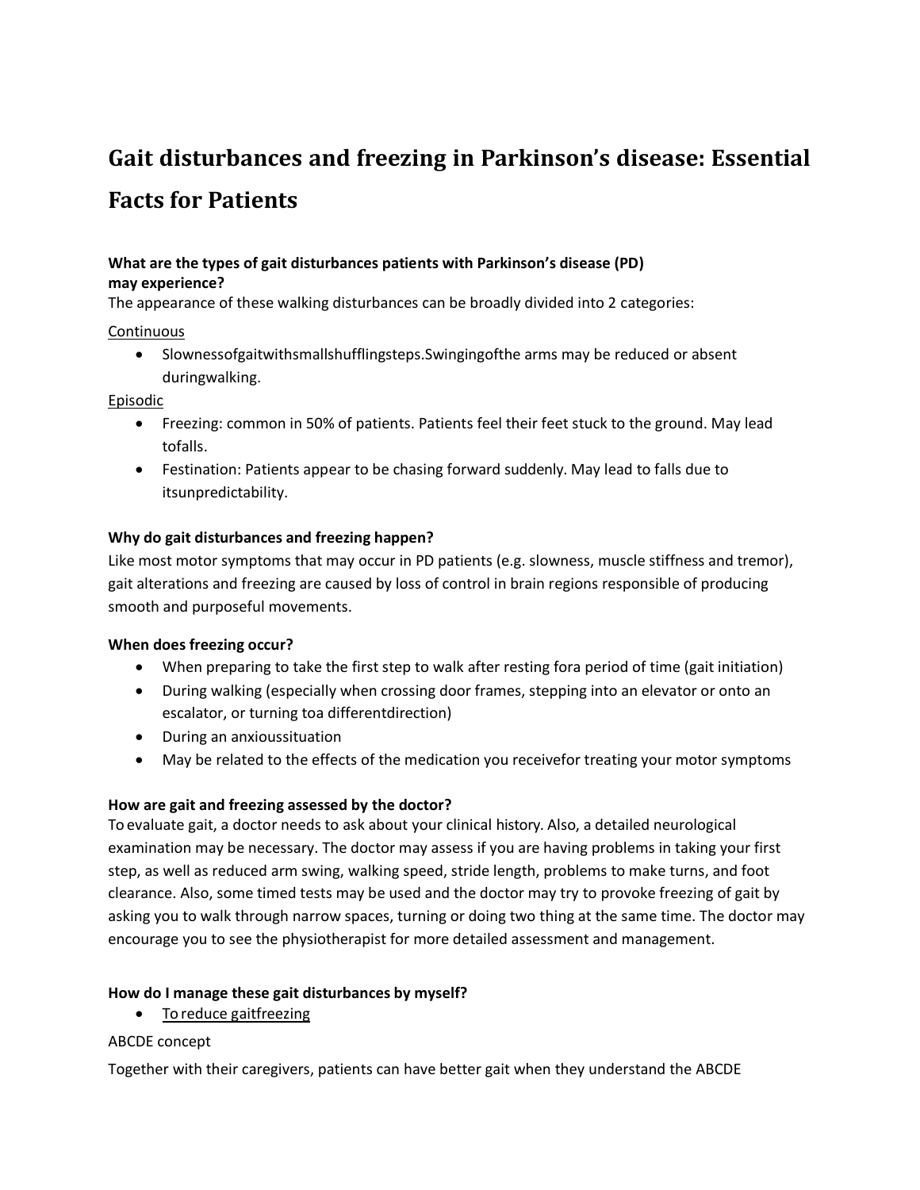# Gait disturbances and freezing in Parkinson's disease: Essential Facts for Patients

**What are the types of gait disturbances patients with Parkinson's disease (PD) may experience?**

The appearance of these walking disturbances can be broadly divided into 2 categories:

Continuous

- Slownessofgaitwithsmallshufflingsteps.Swingingofthe arms may be reduced or absent duringwalking.

Episodic

- Freezing: common in 50% of patients. Patients feel their feet stuck to the ground. May lead tofalls.
- Festination: Patients appear to be chasing forward suddenly. May lead to falls due to itsunpredictability.

**Why do gait disturbances and freezing happen?**

Like most motor symptoms that may occur in PD patients (e.g. slowness, muscle stiffness and tremor), gait alterations and freezing are caused by loss of control in brain regions responsible of producing smooth and purposeful movements.

**When does freezing occur?**

- When preparing to take the first step to walk after resting fora period of time (gait initiation)
- During walking (especially when crossing door frames, stepping into an elevator or onto an escalator, or turning toa differentdirection)
- During an anxioussituation
- May be related to the effects of the medication you receivefor treating your motor symptoms

**How are gait and freezing assessed by the doctor?**

To evaluate gait, a doctor needs to ask about your clinical history. Also, a detailed neurological examination may be necessary. The doctor may assess if you are having problems in taking your first step, as well as reduced arm swing, walking speed, stride length, problems to make turns, and foot clearance. Also, some timed tests may be used and the doctor may try to provoke freezing of gait by asking you to walk through narrow spaces, turning or doing two thing at the same time. The doctor may encourage you to see the physiotherapist for more detailed assessment and management.

**How do I manage these gait disturbances by myself?**

- To reduce gaitfreezing

ABCDE concept

Together with their caregivers, patients can have better gait when they understand the ABCDE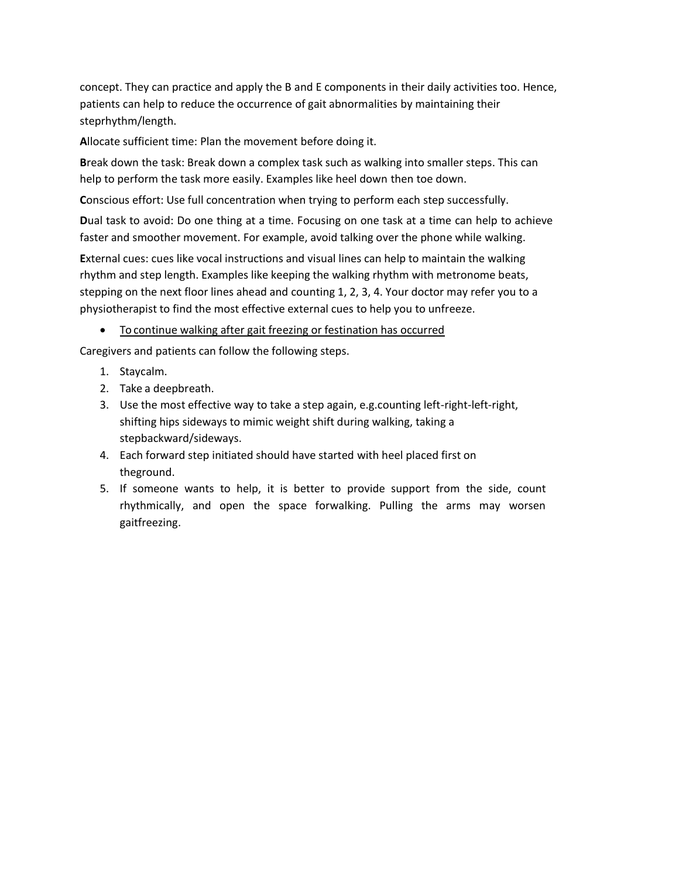concept. They can practice and apply the B and E components in their daily activities too. Hence, patients can help to reduce the occurrence of gait abnormalities by maintaining their steprhythm/length.

**A**llocate sufficient time: Plan the movement before doing it.

**B**reak down the task: Break down a complex task such as walking into smaller steps. This can help to perform the task more easily. Examples like heel down then toe down.

**C**onscious effort: Use full concentration when trying to perform each step successfully.

**D**ual task to avoid: Do one thing at a time. Focusing on one task at a time can help to achieve faster and smoother movement. For example, avoid talking over the phone while walking.

**E**xternal cues: cues like vocal instructions and visual lines can help to maintain the walking rhythm and step length. Examples like keeping the walking rhythm with metronome beats, stepping on the next floor lines ahead and counting 1, 2, 3, 4. Your doctor may refer you to a physiotherapist to find the most effective external cues to help you to unfreeze.

- <u>To continue walking after gait freezing or festination has occurred</u>

Caregivers and patients can follow the following steps.

1. Staycalm.
2. Take a deepbreath.
3. Use the most effective way to take a step again, e.g.counting left-right-left-right, shifting hips sideways to mimic weight shift during walking, taking a stepbackward/sideways.
4. Each forward step initiated should have started with heel placed first on theground.
5. If someone wants to help, it is better to provide support from the side, count rhythmically, and open the space forwalking. Pulling the arms may worsen gaitfreezing.